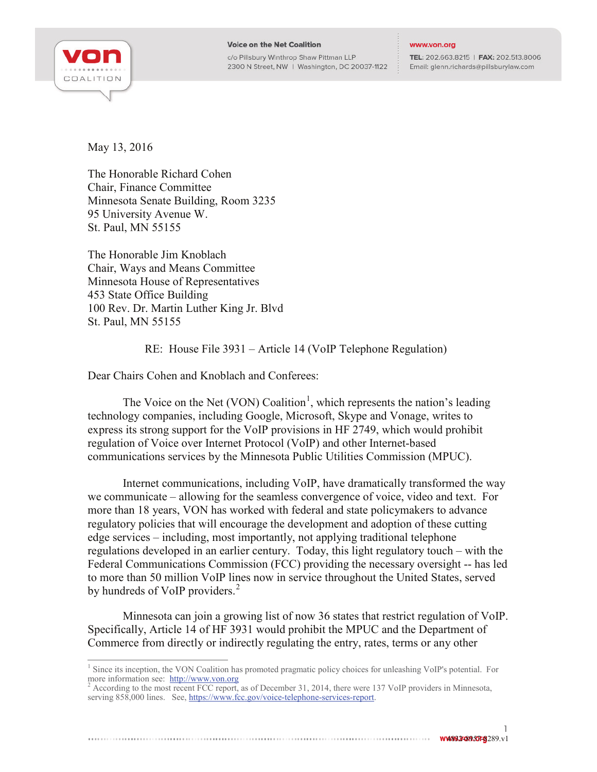**Voice on the Net Coalition**
c/o Pillsbury Winthrop Shaw Pittman LLP
2300 N Street, NW | Washington, DC 20037-1122

www.von.org
TEL: 202.663.8215 | FAX: 202.513.8006
Email: glenn.richards@pillsburylaw.com

May 13, 2016

The Honorable Richard Cohen
Chair, Finance Committee
Minnesota Senate Building, Room 3235
95 University Avenue W.
St. Paul, MN 55155

The Honorable Jim Knoblach
Chair, Ways and Means Committee
Minnesota House of Representatives
453 State Office Building
100 Rev. Dr. Martin Luther King Jr. Blvd
St. Paul, MN 55155

RE: House File 3931 – Article 14 (VoIP Telephone Regulation)

Dear Chairs Cohen and Knoblach and Conferees:

The Voice on the Net (VON) Coalition[1], which represents the nation's leading technology companies, including Google, Microsoft, Skype and Vonage, writes to express its strong support for the VoIP provisions in HF 2749, which would prohibit regulation of Voice over Internet Protocol (VoIP) and other Internet-based communications services by the Minnesota Public Utilities Commission (MPUC).

Internet communications, including VoIP, have dramatically transformed the way we communicate – allowing for the seamless convergence of voice, video and text. For more than 18 years, VON has worked with federal and state policymakers to advance regulatory policies that will encourage the development and adoption of these cutting edge services – including, most importantly, not applying traditional telephone regulations developed in an earlier century. Today, this light regulatory touch – with the Federal Communications Commission (FCC) providing the necessary oversight -- has led to more than 50 million VoIP lines now in service throughout the United States, served by hundreds of VoIP providers.[2]

Minnesota can join a growing list of now 36 states that restrict regulation of VoIP. Specifically, Article 14 of HF 3931 would prohibit the MPUC and the Department of Commerce from directly or indirectly regulating the entry, rates, terms or any other

[1] Since its inception, the VON Coalition has promoted pragmatic policy choices for unleashing VoIP's potential. For more information see: http://www.von.org

[2] According to the most recent FCC report, as of December 31, 2014, there were 137 VoIP providers in Minnesota, serving 858,000 lines. See, https://www.fcc.gov/voice-telephone-services-report.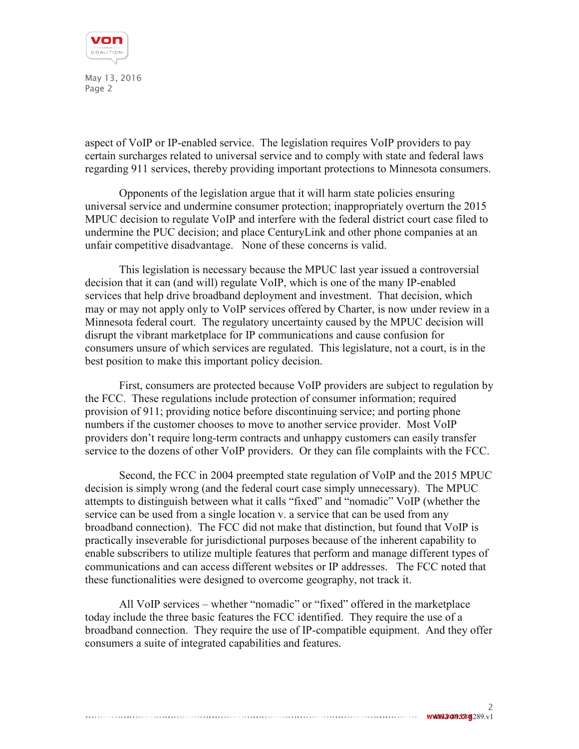aspect of VoIP or IP-enabled service. The legislation requires VoIP providers to pay certain surcharges related to universal service and to comply with state and federal laws regarding 911 services, thereby providing important protections to Minnesota consumers.

Opponents of the legislation argue that it will harm state policies ensuring universal service and undermine consumer protection; inappropriately overturn the 2015 MPUC decision to regulate VoIP and interfere with the federal district court case filed to undermine the PUC decision; and place CenturyLink and other phone companies at an unfair competitive disadvantage. None of these concerns is valid.

This legislation is necessary because the MPUC last year issued a controversial decision that it can (and will) regulate VoIP, which is one of the many IP-enabled services that help drive broadband deployment and investment. That decision, which may or may not apply only to VoIP services offered by Charter, is now under review in a Minnesota federal court. The regulatory uncertainty caused by the MPUC decision will disrupt the vibrant marketplace for IP communications and cause confusion for consumers unsure of which services are regulated. This legislature, not a court, is in the best position to make this important policy decision.

First, consumers are protected because VoIP providers are subject to regulation by the FCC. These regulations include protection of consumer information; required provision of 911; providing notice before discontinuing service; and porting phone numbers if the customer chooses to move to another service provider. Most VoIP providers don't require long-term contracts and unhappy customers can easily transfer service to the dozens of other VoIP providers. Or they can file complaints with the FCC.

Second, the FCC in 2004 preempted state regulation of VoIP and the 2015 MPUC decision is simply wrong (and the federal court case simply unnecessary). The MPUC attempts to distinguish between what it calls "fixed" and "nomadic" VoIP (whether the service can be used from a single location v. a service that can be used from any broadband connection). The FCC did not make that distinction, but found that VoIP is practically inseverable for jurisdictional purposes because of the inherent capability to enable subscribers to utilize multiple features that perform and manage different types of communications and can access different websites or IP addresses. The FCC noted that these functionalities were designed to overcome geography, not track it.

All VoIP services – whether "nomadic" or "fixed" offered in the marketplace today include the three basic features the FCC identified. They require the use of a broadband connection. They require the use of IP-compatible equipment. And they offer consumers a suite of integrated capabilities and features.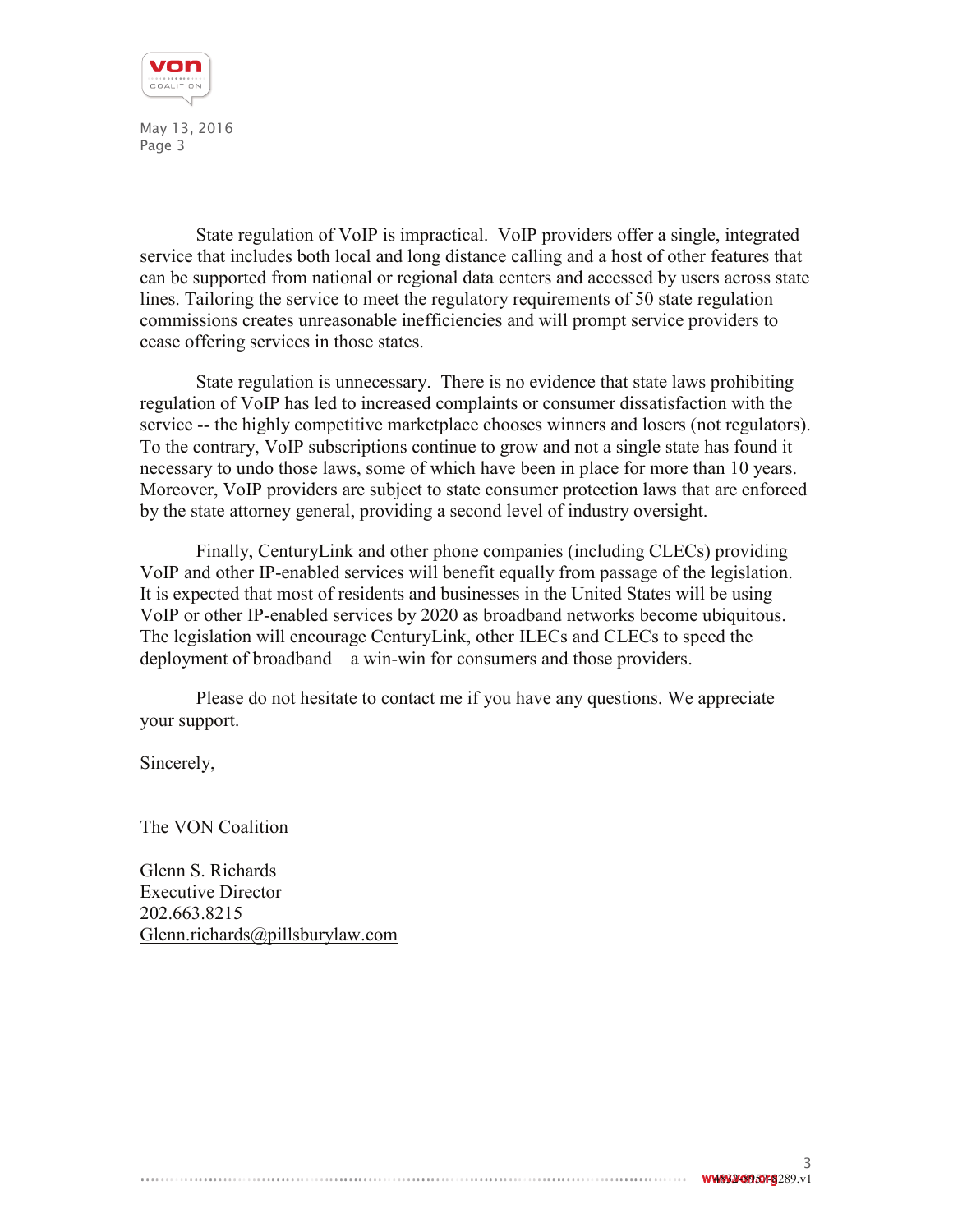State regulation of VoIP is impractical. VoIP providers offer a single, integrated service that includes both local and long distance calling and a host of other features that can be supported from national or regional data centers and accessed by users across state lines. Tailoring the service to meet the regulatory requirements of 50 state regulation commissions creates unreasonable inefficiencies and will prompt service providers to cease offering services in those states.

State regulation is unnecessary. There is no evidence that state laws prohibiting regulation of VoIP has led to increased complaints or consumer dissatisfaction with the service -- the highly competitive marketplace chooses winners and losers (not regulators). To the contrary, VoIP subscriptions continue to grow and not a single state has found it necessary to undo those laws, some of which have been in place for more than 10 years. Moreover, VoIP providers are subject to state consumer protection laws that are enforced by the state attorney general, providing a second level of industry oversight.

Finally, CenturyLink and other phone companies (including CLECs) providing VoIP and other IP-enabled services will benefit equally from passage of the legislation. It is expected that most of residents and businesses in the United States will be using VoIP or other IP-enabled services by 2020 as broadband networks become ubiquitous. The legislation will encourage CenturyLink, other ILECs and CLECs to speed the deployment of broadband – a win-win for consumers and those providers.

Please do not hesitate to contact me if you have any questions. We appreciate your support.

Sincerely,

The VON Coalition

Glenn S. Richards
Executive Director
202.663.8215
Glenn.richards@pillsburylaw.com